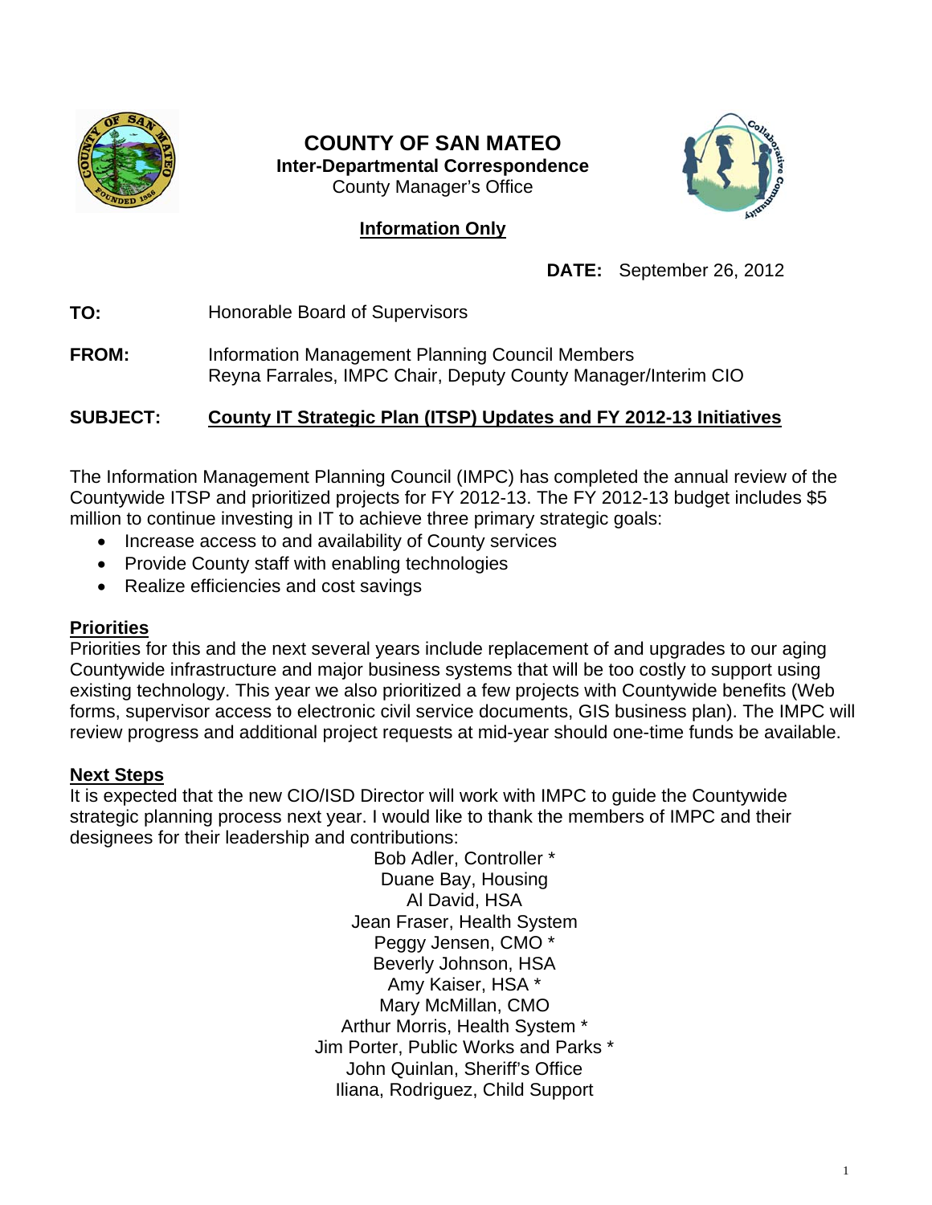# COUNTY OF SAN MATEO

**Inter-Departmental Correspondence**

County Manager's Office

**Information Only**

**DATE:** September 26, 2012

**TO:** Honorable Board of Supervisors

**FROM:** Information Management Planning Council Members
Reyna Farrales, IMPC Chair, Deputy County Manager/Interim CIO

**SUBJECT:** **County IT Strategic Plan (ITSP) Updates and FY 2012-13 Initiatives**

The Information Management Planning Council (IMPC) has completed the annual review of the Countywide ITSP and prioritized projects for FY 2012-13. The FY 2012-13 budget includes $5 million to continue investing in IT to achieve three primary strategic goals:

- Increase access to and availability of County services
- Provide County staff with enabling technologies
- Realize efficiencies and cost savings

## Priorities

Priorities for this and the next several years include replacement of and upgrades to our aging Countywide infrastructure and major business systems that will be too costly to support using existing technology. This year we also prioritized a few projects with Countywide benefits (Web forms, supervisor access to electronic civil service documents, GIS business plan). The IMPC will review progress and additional project requests at mid-year should one-time funds be available.

## Next Steps

It is expected that the new CIO/ISD Director will work with IMPC to guide the Countywide strategic planning process next year. I would like to thank the members of IMPC and their designees for their leadership and contributions:

Bob Adler, Controller *
Duane Bay, Housing
Al David, HSA
Jean Fraser, Health System
Peggy Jensen, CMO *
Beverly Johnson, HSA
Amy Kaiser, HSA *
Mary McMillan, CMO
Arthur Morris, Health System *
Jim Porter, Public Works and Parks *
John Quinlan, Sheriff's Office
Iliana, Rodriguez, Child Support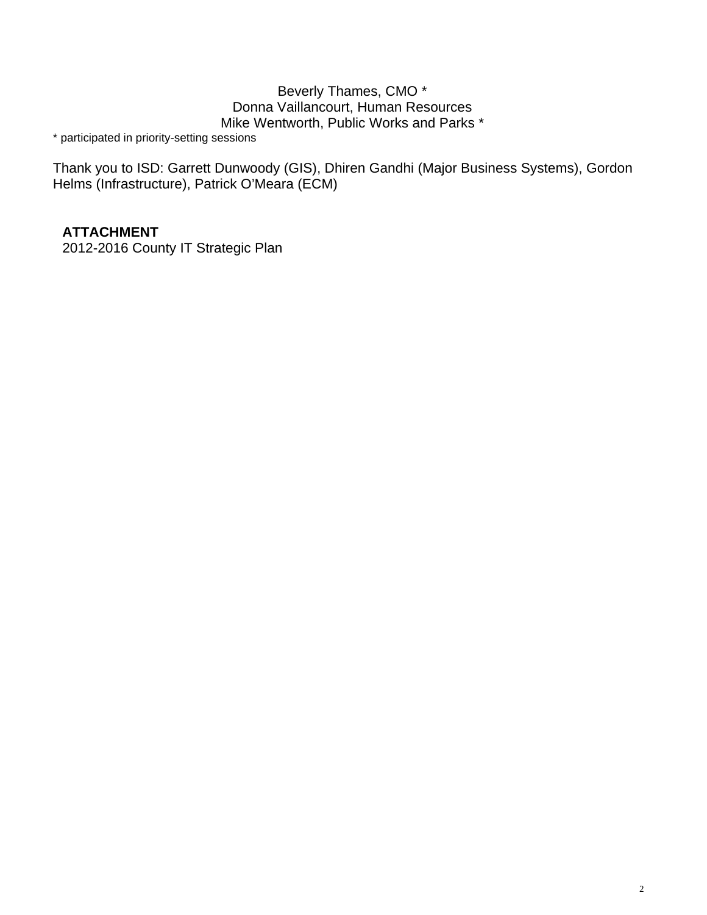Beverly Thames, CMO *
Donna Vaillancourt, Human Resources
Mike Wentworth, Public Works and Parks *

* participated in priority-setting sessions

Thank you to ISD: Garrett Dunwoody (GIS), Dhiren Gandhi (Major Business Systems), Gordon Helms (Infrastructure), Patrick O'Meara (ECM)

**ATTACHMENT**
2012-2016 County IT Strategic Plan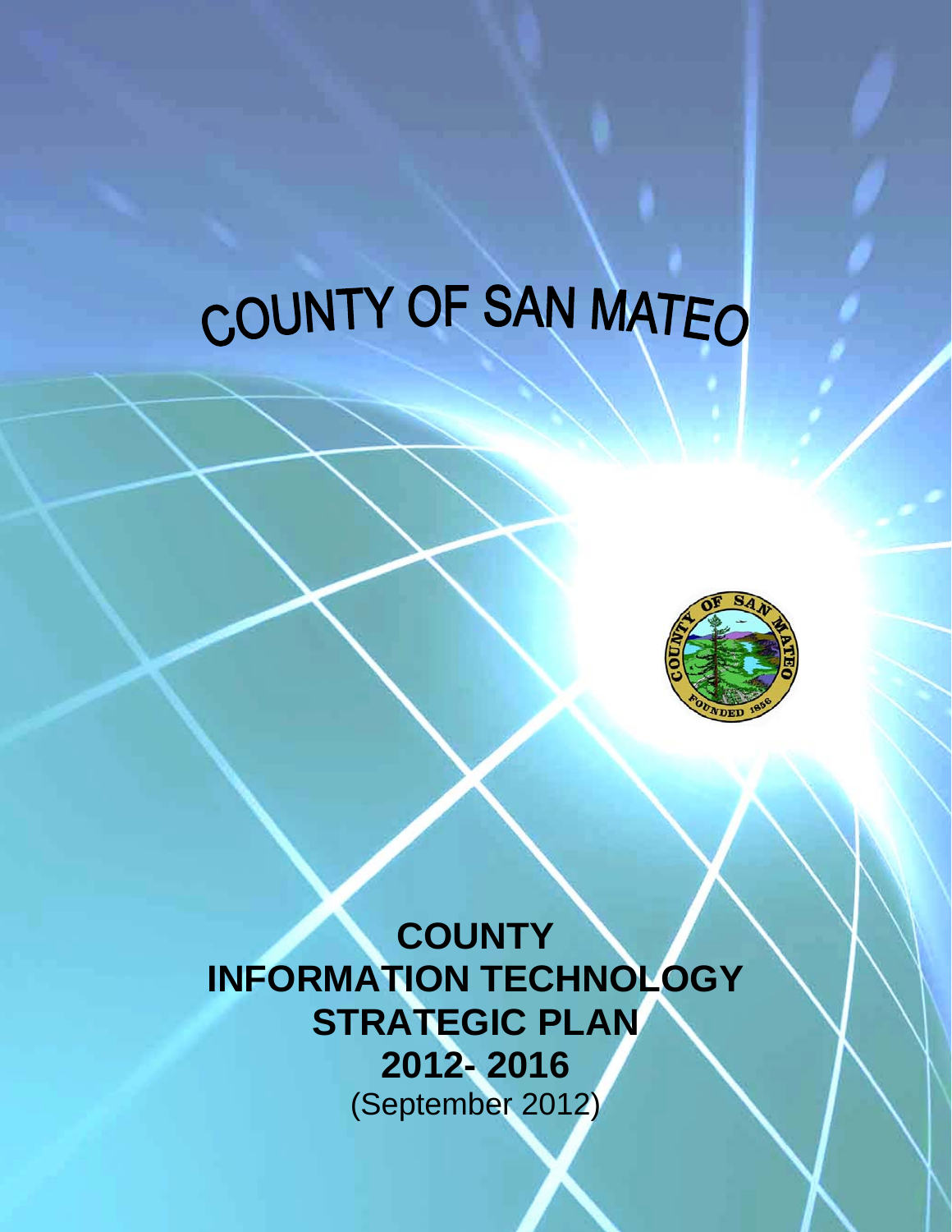# COUNTY OF SAN MATEO

# COUNTY INFORMATION TECHNOLOGY STRATEGIC PLAN 2012- 2016

(September 2012)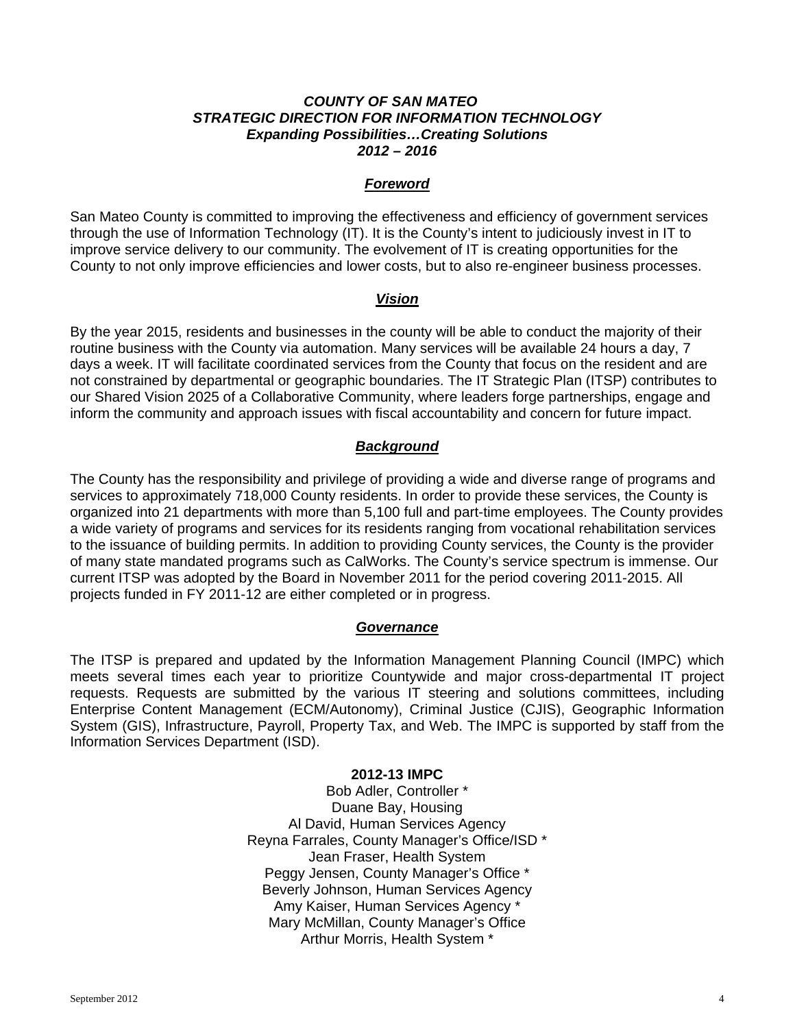***COUNTY OF SAN MATEO***
***STRATEGIC DIRECTION FOR INFORMATION TECHNOLOGY***
***Expanding Possibilities…Creating Solutions***
***2012 – 2016***

## ***Foreword***

San Mateo County is committed to improving the effectiveness and efficiency of government services through the use of Information Technology (IT). It is the County's intent to judiciously invest in IT to improve service delivery to our community. The evolvement of IT is creating opportunities for the County to not only improve efficiencies and lower costs, but to also re-engineer business processes.

## ***Vision***

By the year 2015, residents and businesses in the county will be able to conduct the majority of their routine business with the County via automation. Many services will be available 24 hours a day, 7 days a week. IT will facilitate coordinated services from the County that focus on the resident and are not constrained by departmental or geographic boundaries. The IT Strategic Plan (ITSP) contributes to our Shared Vision 2025 of a Collaborative Community, where leaders forge partnerships, engage and inform the community and approach issues with fiscal accountability and concern for future impact.

## ***Background***

The County has the responsibility and privilege of providing a wide and diverse range of programs and services to approximately 718,000 County residents. In order to provide these services, the County is organized into 21 departments with more than 5,100 full and part-time employees. The County provides a wide variety of programs and services for its residents ranging from vocational rehabilitation services to the issuance of building permits. In addition to providing County services, the County is the provider of many state mandated programs such as CalWorks. The County's service spectrum is immense. Our current ITSP was adopted by the Board in November 2011 for the period covering 2011-2015. All projects funded in FY 2011-12 are either completed or in progress.

## ***Governance***

The ITSP is prepared and updated by the Information Management Planning Council (IMPC) which meets several times each year to prioritize Countywide and major cross-departmental IT project requests. Requests are submitted by the various IT steering and solutions committees, including Enterprise Content Management (ECM/Autonomy), Criminal Justice (CJIS), Geographic Information System (GIS), Infrastructure, Payroll, Property Tax, and Web. The IMPC is supported by staff from the Information Services Department (ISD).

**2012-13 IMPC**

Bob Adler, Controller *
Duane Bay, Housing
Al David, Human Services Agency
Reyna Farrales, County Manager's Office/ISD *
Jean Fraser, Health System
Peggy Jensen, County Manager's Office *
Beverly Johnson, Human Services Agency
Amy Kaiser, Human Services Agency *
Mary McMillan, County Manager's Office
Arthur Morris, Health System *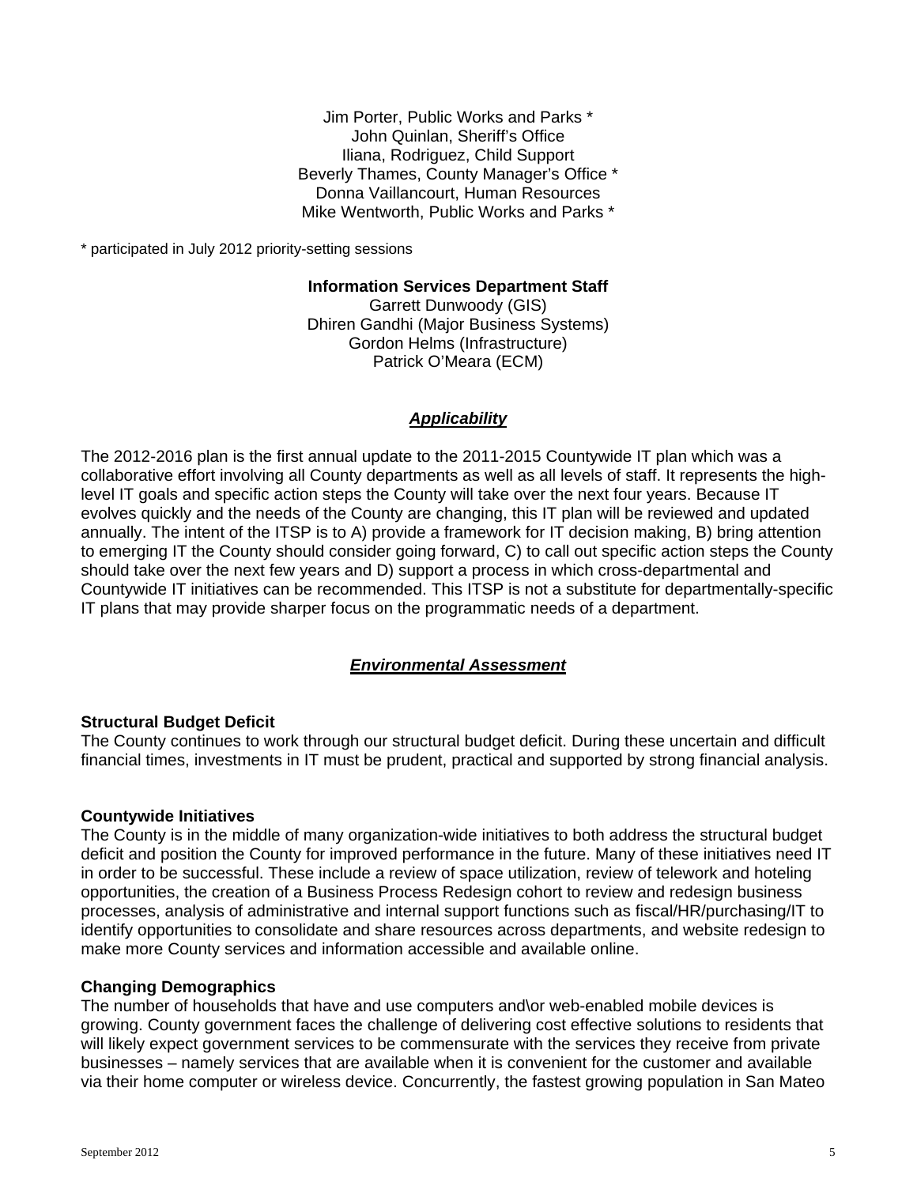Jim Porter, Public Works and Parks *
John Quinlan, Sheriff's Office
Iliana, Rodriguez, Child Support
Beverly Thames, County Manager's Office *
Donna Vaillancourt, Human Resources
Mike Wentworth, Public Works and Parks *

* participated in July 2012 priority-setting sessions

**Information Services Department Staff**
Garrett Dunwoody (GIS)
Dhiren Gandhi (Major Business Systems)
Gordon Helms (Infrastructure)
Patrick O'Meara (ECM)

## ***Applicability***

The 2012-2016 plan is the first annual update to the 2011-2015 Countywide IT plan which was a collaborative effort involving all County departments as well as all levels of staff. It represents the high-level IT goals and specific action steps the County will take over the next four years. Because IT evolves quickly and the needs of the County are changing, this IT plan will be reviewed and updated annually. The intent of the ITSP is to A) provide a framework for IT decision making, B) bring attention to emerging IT the County should consider going forward, C) to call out specific action steps the County should take over the next few years and D) support a process in which cross-departmental and Countywide IT initiatives can be recommended. This ITSP is not a substitute for departmentally-specific IT plans that may provide sharper focus on the programmatic needs of a department.

## ***Environmental Assessment***

**Structural Budget Deficit**
The County continues to work through our structural budget deficit. During these uncertain and difficult financial times, investments in IT must be prudent, practical and supported by strong financial analysis.

**Countywide Initiatives**
The County is in the middle of many organization-wide initiatives to both address the structural budget deficit and position the County for improved performance in the future. Many of these initiatives need IT in order to be successful. These include a review of space utilization, review of telework and hoteling opportunities, the creation of a Business Process Redesign cohort to review and redesign business processes, analysis of administrative and internal support functions such as fiscal/HR/purchasing/IT to identify opportunities to consolidate and share resources across departments, and website redesign to make more County services and information accessible and available online.

**Changing Demographics**
The number of households that have and use computers and\or web-enabled mobile devices is growing. County government faces the challenge of delivering cost effective solutions to residents that will likely expect government services to be commensurate with the services they receive from private businesses – namely services that are available when it is convenient for the customer and available via their home computer or wireless device. Concurrently, the fastest growing population in San Mateo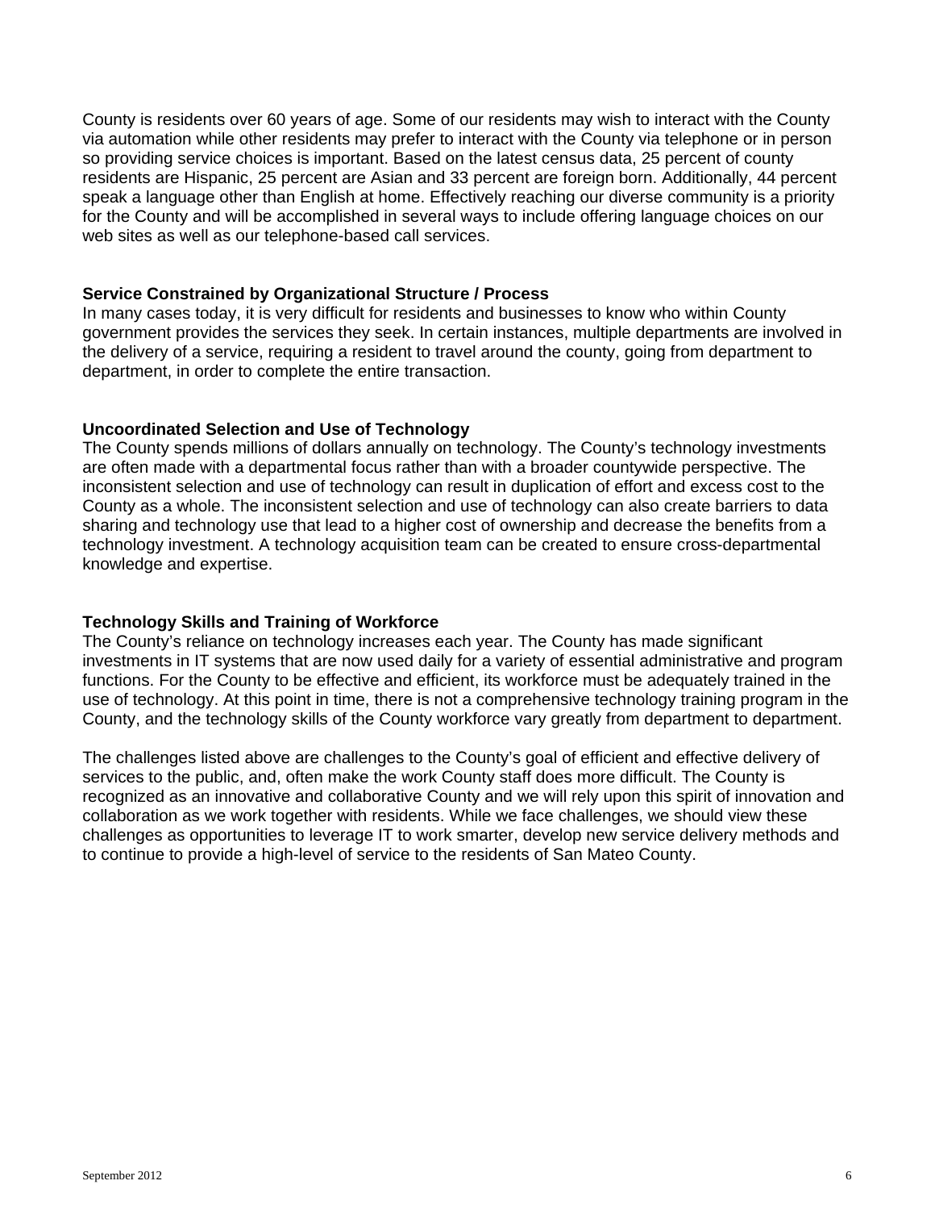County is residents over 60 years of age. Some of our residents may wish to interact with the County via automation while other residents may prefer to interact with the County via telephone or in person so providing service choices is important. Based on the latest census data, 25 percent of county residents are Hispanic, 25 percent are Asian and 33 percent are foreign born. Additionally, 44 percent speak a language other than English at home. Effectively reaching our diverse community is a priority for the County and will be accomplished in several ways to include offering language choices on our web sites as well as our telephone-based call services.

**Service Constrained by Organizational Structure / Process**
In many cases today, it is very difficult for residents and businesses to know who within County government provides the services they seek. In certain instances, multiple departments are involved in the delivery of a service, requiring a resident to travel around the county, going from department to department, in order to complete the entire transaction.

**Uncoordinated Selection and Use of Technology**
The County spends millions of dollars annually on technology. The County's technology investments are often made with a departmental focus rather than with a broader countywide perspective. The inconsistent selection and use of technology can result in duplication of effort and excess cost to the County as a whole. The inconsistent selection and use of technology can also create barriers to data sharing and technology use that lead to a higher cost of ownership and decrease the benefits from a technology investment. A technology acquisition team can be created to ensure cross-departmental knowledge and expertise.

**Technology Skills and Training of Workforce**
The County's reliance on technology increases each year. The County has made significant investments in IT systems that are now used daily for a variety of essential administrative and program functions. For the County to be effective and efficient, its workforce must be adequately trained in the use of technology. At this point in time, there is not a comprehensive technology training program in the County, and the technology skills of the County workforce vary greatly from department to department.

The challenges listed above are challenges to the County's goal of efficient and effective delivery of services to the public, and, often make the work County staff does more difficult. The County is recognized as an innovative and collaborative County and we will rely upon this spirit of innovation and collaboration as we work together with residents. While we face challenges, we should view these challenges as opportunities to leverage IT to work smarter, develop new service delivery methods and to continue to provide a high-level of service to the residents of San Mateo County.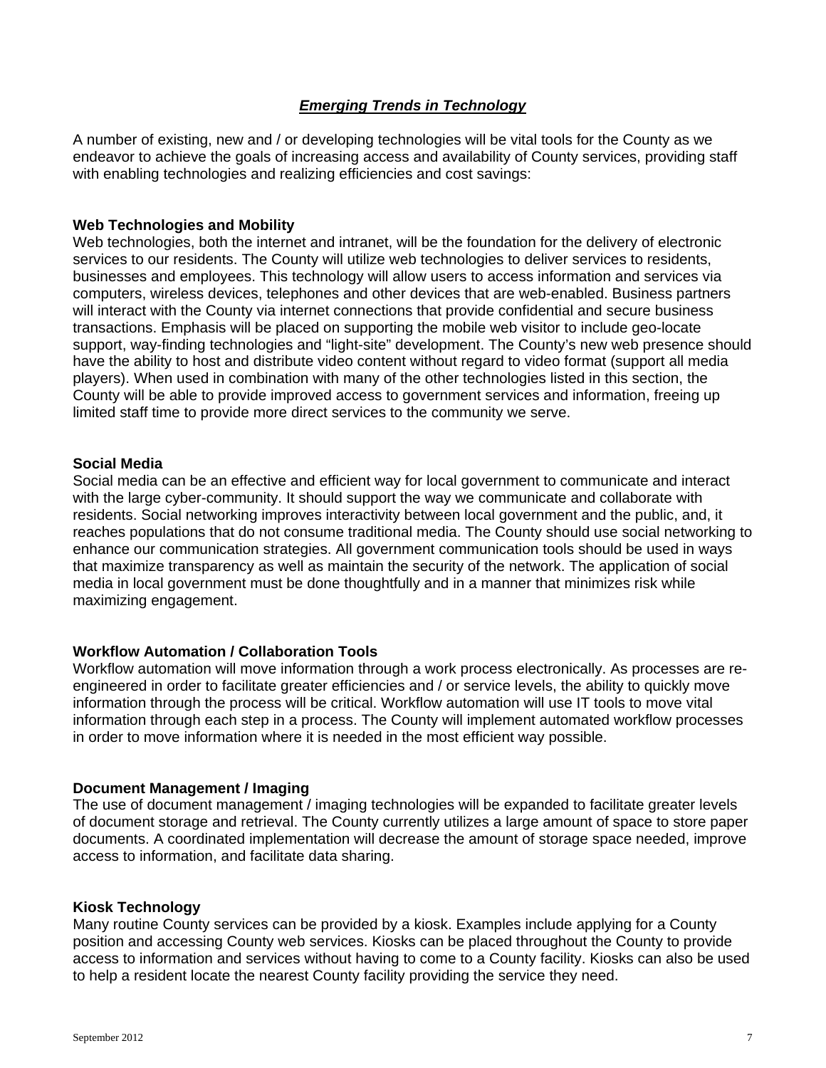## ***Emerging Trends in Technology***

A number of existing, new and / or developing technologies will be vital tools for the County as we endeavor to achieve the goals of increasing access and availability of County services, providing staff with enabling technologies and realizing efficiencies and cost savings:

**Web Technologies and Mobility**

Web technologies, both the internet and intranet, will be the foundation for the delivery of electronic services to our residents. The County will utilize web technologies to deliver services to residents, businesses and employees. This technology will allow users to access information and services via computers, wireless devices, telephones and other devices that are web-enabled. Business partners will interact with the County via internet connections that provide confidential and secure business transactions. Emphasis will be placed on supporting the mobile web visitor to include geo-locate support, way-finding technologies and "light-site" development. The County's new web presence should have the ability to host and distribute video content without regard to video format (support all media players). When used in combination with many of the other technologies listed in this section, the County will be able to provide improved access to government services and information, freeing up limited staff time to provide more direct services to the community we serve.

**Social Media**

Social media can be an effective and efficient way for local government to communicate and interact with the large cyber-community. It should support the way we communicate and collaborate with residents. Social networking improves interactivity between local government and the public, and, it reaches populations that do not consume traditional media. The County should use social networking to enhance our communication strategies. All government communication tools should be used in ways that maximize transparency as well as maintain the security of the network. The application of social media in local government must be done thoughtfully and in a manner that minimizes risk while maximizing engagement.

**Workflow Automation / Collaboration Tools**

Workflow automation will move information through a work process electronically. As processes are re-engineered in order to facilitate greater efficiencies and / or service levels, the ability to quickly move information through the process will be critical. Workflow automation will use IT tools to move vital information through each step in a process. The County will implement automated workflow processes in order to move information where it is needed in the most efficient way possible.

**Document Management / Imaging**

The use of document management / imaging technologies will be expanded to facilitate greater levels of document storage and retrieval. The County currently utilizes a large amount of space to store paper documents. A coordinated implementation will decrease the amount of storage space needed, improve access to information, and facilitate data sharing.

**Kiosk Technology**

Many routine County services can be provided by a kiosk. Examples include applying for a County position and accessing County web services. Kiosks can be placed throughout the County to provide access to information and services without having to come to a County facility. Kiosks can also be used to help a resident locate the nearest County facility providing the service they need.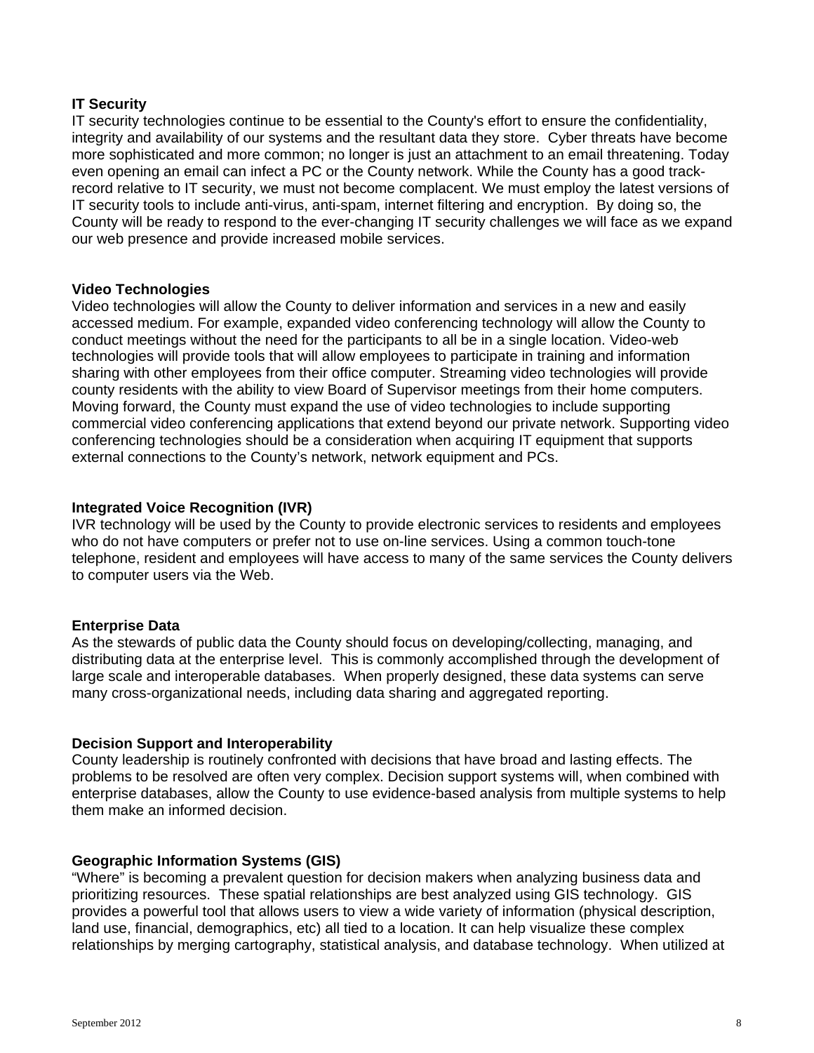**IT Security**
IT security technologies continue to be essential to the County's effort to ensure the confidentiality, integrity and availability of our systems and the resultant data they store. Cyber threats have become more sophisticated and more common; no longer is just an attachment to an email threatening. Today even opening an email can infect a PC or the County network. While the County has a good track-record relative to IT security, we must not become complacent. We must employ the latest versions of IT security tools to include anti-virus, anti-spam, internet filtering and encryption. By doing so, the County will be ready to respond to the ever-changing IT security challenges we will face as we expand our web presence and provide increased mobile services.

**Video Technologies**
Video technologies will allow the County to deliver information and services in a new and easily accessed medium. For example, expanded video conferencing technology will allow the County to conduct meetings without the need for the participants to all be in a single location. Video-web technologies will provide tools that will allow employees to participate in training and information sharing with other employees from their office computer. Streaming video technologies will provide county residents with the ability to view Board of Supervisor meetings from their home computers. Moving forward, the County must expand the use of video technologies to include supporting commercial video conferencing applications that extend beyond our private network. Supporting video conferencing technologies should be a consideration when acquiring IT equipment that supports external connections to the County's network, network equipment and PCs.

**Integrated Voice Recognition (IVR)**
IVR technology will be used by the County to provide electronic services to residents and employees who do not have computers or prefer not to use on-line services. Using a common touch-tone telephone, resident and employees will have access to many of the same services the County delivers to computer users via the Web.

**Enterprise Data**
As the stewards of public data the County should focus on developing/collecting, managing, and distributing data at the enterprise level. This is commonly accomplished through the development of large scale and interoperable databases. When properly designed, these data systems can serve many cross-organizational needs, including data sharing and aggregated reporting.

**Decision Support and Interoperability**
County leadership is routinely confronted with decisions that have broad and lasting effects. The problems to be resolved are often very complex. Decision support systems will, when combined with enterprise databases, allow the County to use evidence-based analysis from multiple systems to help them make an informed decision.

**Geographic Information Systems (GIS)**
"Where" is becoming a prevalent question for decision makers when analyzing business data and prioritizing resources. These spatial relationships are best analyzed using GIS technology. GIS provides a powerful tool that allows users to view a wide variety of information (physical description, land use, financial, demographics, etc) all tied to a location. It can help visualize these complex relationships by merging cartography, statistical analysis, and database technology. When utilized at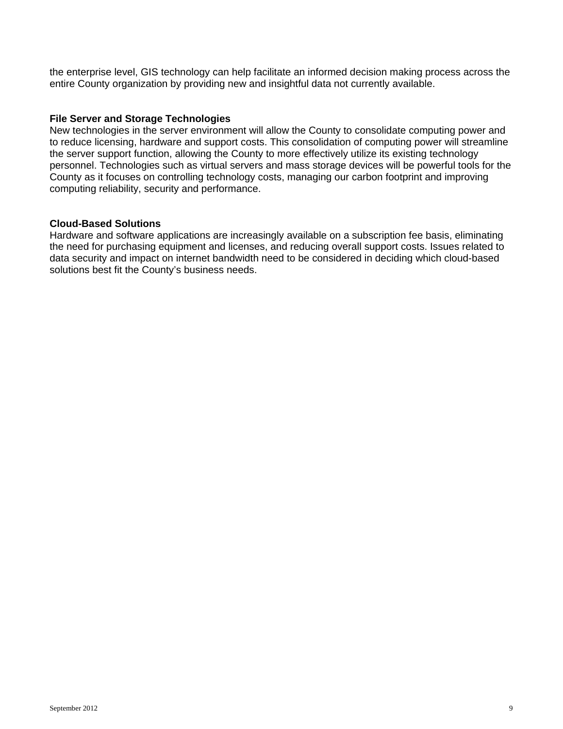the enterprise level, GIS technology can help facilitate an informed decision making process across the entire County organization by providing new and insightful data not currently available.

**File Server and Storage Technologies**

New technologies in the server environment will allow the County to consolidate computing power and to reduce licensing, hardware and support costs. This consolidation of computing power will streamline the server support function, allowing the County to more effectively utilize its existing technology personnel. Technologies such as virtual servers and mass storage devices will be powerful tools for the County as it focuses on controlling technology costs, managing our carbon footprint and improving computing reliability, security and performance.

**Cloud-Based Solutions**

Hardware and software applications are increasingly available on a subscription fee basis, eliminating the need for purchasing equipment and licenses, and reducing overall support costs. Issues related to data security and impact on internet bandwidth need to be considered in deciding which cloud-based solutions best fit the County's business needs.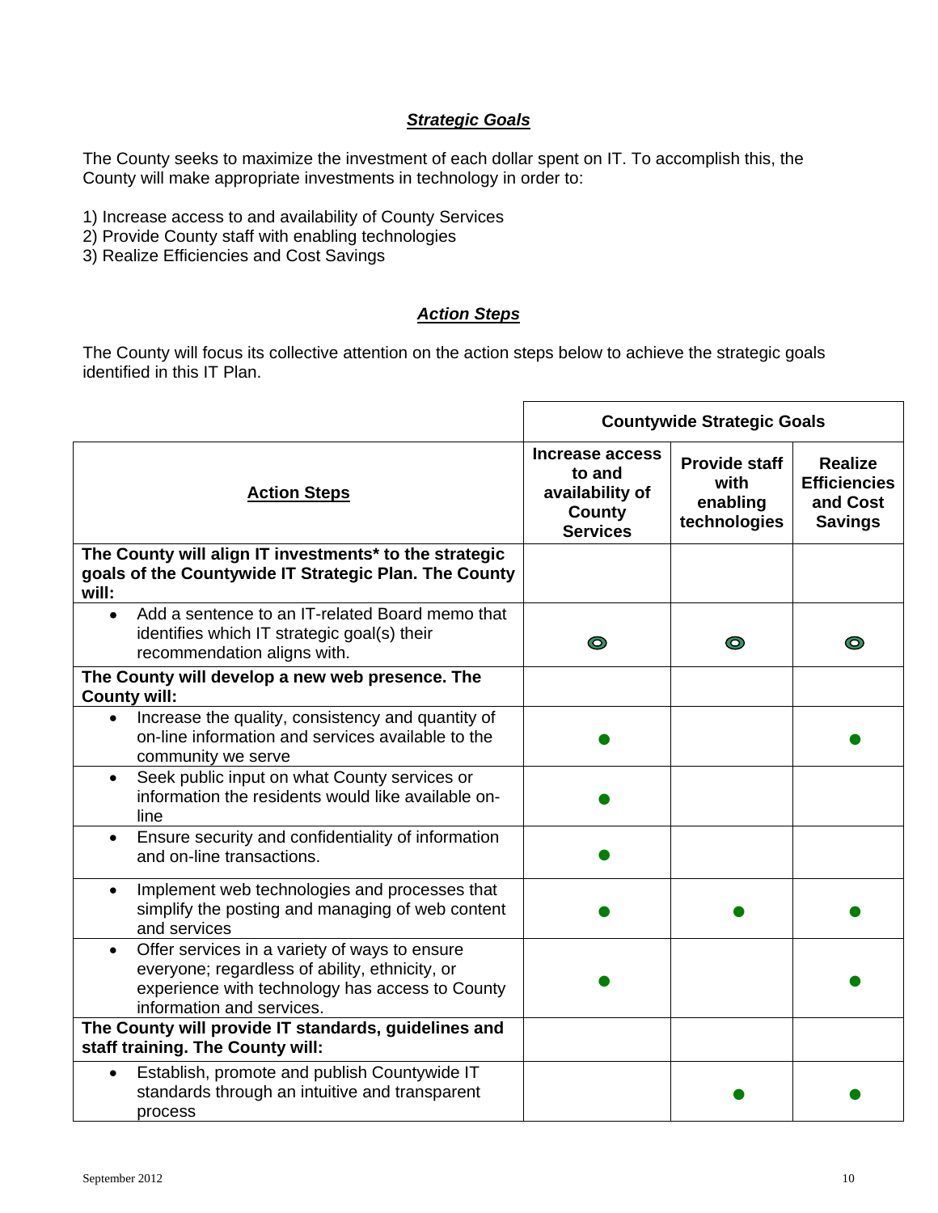## *Strategic Goals*

The County seeks to maximize the investment of each dollar spent on IT. To accomplish this, the County will make appropriate investments in technology in order to:

1) Increase access to and availability of County Services
2) Provide County staff with enabling technologies
3) Realize Efficiencies and Cost Savings

## *Action Steps*

The County will focus its collective attention on the action steps below to achieve the strategic goals identified in this IT Plan.

| | **Countywide Strategic Goals** | | |
|---|---|---|---|
| **Action Steps** | **Increase access to and availability of County Services** | **Provide staff with enabling technologies** | **Realize Efficiencies and Cost Savings** |
| **The County will align IT investments* to the strategic goals of the Countywide IT Strategic Plan. The County will:** | | | |
| • Add a sentence to an IT-related Board memo that identifies which IT strategic goal(s) their recommendation aligns with. | ◎ | ◎ | ◎ |
| **The County will develop a new web presence. The County will:** | | | |
| • Increase the quality, consistency and quantity of on-line information and services available to the community we serve | ● | | ● |
| • Seek public input on what County services or information the residents would like available on-line | ● | | |
| • Ensure security and confidentiality of information and on-line transactions. | ● | | |
| • Implement web technologies and processes that simplify the posting and managing of web content and services | ● | ● | ● |
| • Offer services in a variety of ways to ensure everyone; regardless of ability, ethnicity, or experience with technology has access to County information and services. | ● | | ● |
| **The County will provide IT standards, guidelines and staff training. The County will:** | | | |
| • Establish, promote and publish Countywide IT standards through an intuitive and transparent process | | ● | ● |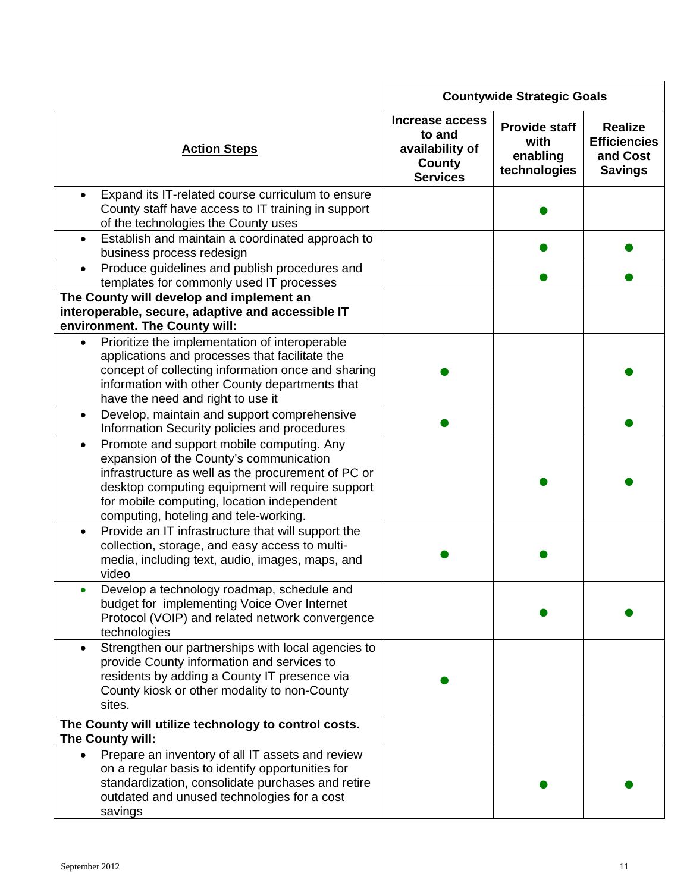| Action Steps | Countywide Strategic Goals | | |
|---|---|---|---|
| | Increase access to and availability of County Services | Provide staff with enabling technologies | Realize Efficiencies and Cost Savings |
| • Expand its IT-related course curriculum to ensure County staff have access to IT training in support of the technologies the County uses | | ● | |
| • Establish and maintain a coordinated approach to business process redesign | | ● | ● |
| • Produce guidelines and publish procedures and templates for commonly used IT processes | | ● | ● |
| **The County will develop and implement an interoperable, secure, adaptive and accessible IT environment. The County will:** | | | |
| • Prioritize the implementation of interoperable applications and processes that facilitate the concept of collecting information once and sharing information with other County departments that have the need and right to use it | ● | | ● |
| • Develop, maintain and support comprehensive Information Security policies and procedures | ● | | ● |
| • Promote and support mobile computing. Any expansion of the County's communication infrastructure as well as the procurement of PC or desktop computing equipment will require support for mobile computing, location independent computing, hoteling and tele-working. | | ● | ● |
| • Provide an IT infrastructure that will support the collection, storage, and easy access to multi-media, including text, audio, images, maps, and video | ● | ● | |
| • Develop a technology roadmap, schedule and budget for implementing Voice Over Internet Protocol (VOIP) and related network convergence technologies | | ● | ● |
| • Strengthen our partnerships with local agencies to provide County information and services to residents by adding a County IT presence via County kiosk or other modality to non-County sites. | ● | | |
| **The County will utilize technology to control costs. The County will:** | | | |
| • Prepare an inventory of all IT assets and review on a regular basis to identify opportunities for standardization, consolidate purchases and retire outdated and unused technologies for a cost savings | | ● | ● |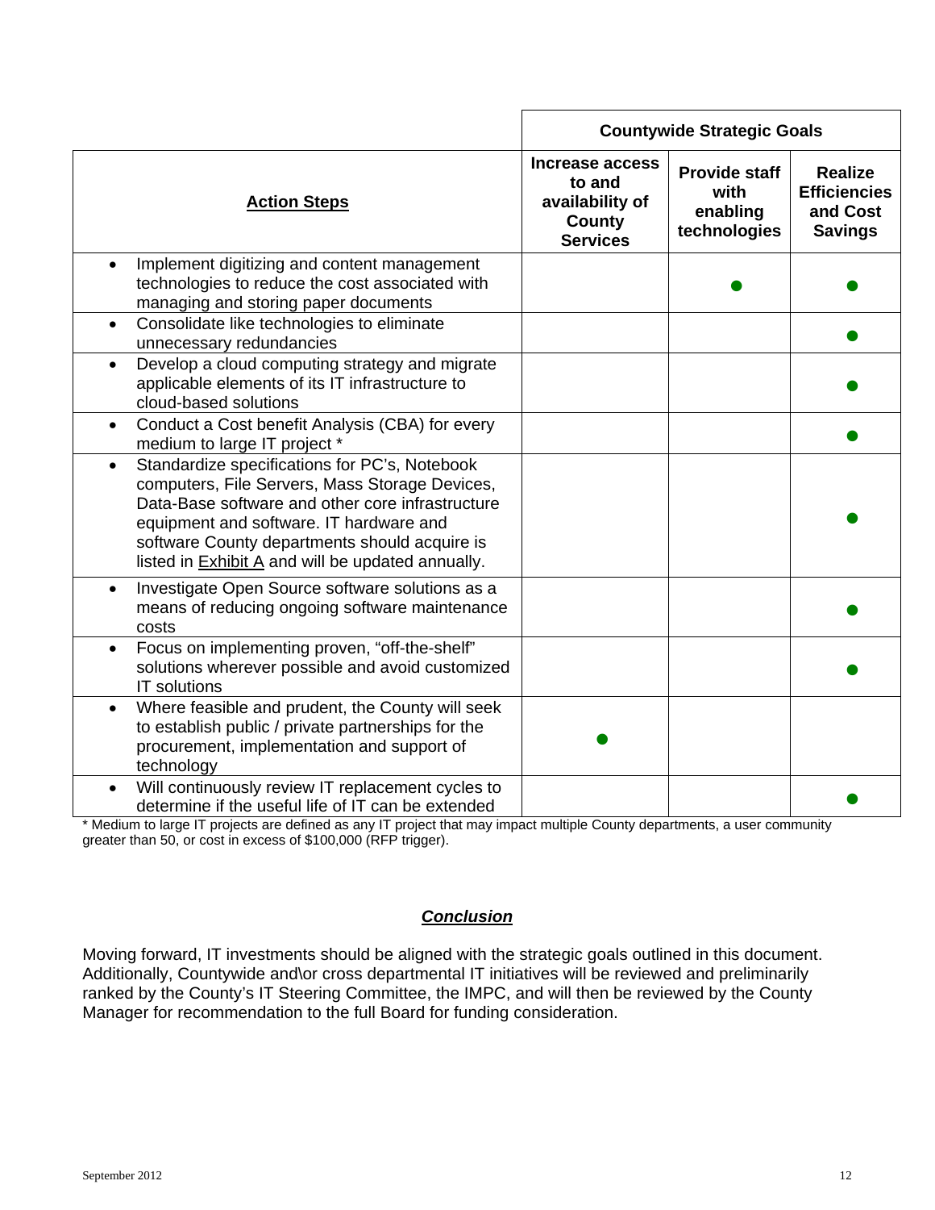| | Countywide Strategic Goals | | |
|---|---|---|---|
| **Action Steps** | **Increase access to and availability of County Services** | **Provide staff with enabling technologies** | **Realize Efficiencies and Cost Savings** |
| • Implement digitizing and content management technologies to reduce the cost associated with managing and storing paper documents | | ● | ● |
| • Consolidate like technologies to eliminate unnecessary redundancies | | | ● |
| • Develop a cloud computing strategy and migrate applicable elements of its IT infrastructure to cloud-based solutions | | | ● |
| • Conduct a Cost benefit Analysis (CBA) for every medium to large IT project * | | | ● |
| • Standardize specifications for PC's, Notebook computers, File Servers, Mass Storage Devices, Data-Base software and other core infrastructure equipment and software. IT hardware and software County departments should acquire is listed in Exhibit A and will be updated annually. | | | ● |
| • Investigate Open Source software solutions as a means of reducing ongoing software maintenance costs | | | ● |
| • Focus on implementing proven, "off-the-shelf" solutions wherever possible and avoid customized IT solutions | | | ● |
| • Where feasible and prudent, the County will seek to establish public / private partnerships for the procurement, implementation and support of technology | ● | | |
| • Will continuously review IT replacement cycles to determine if the useful life of IT can be extended | | | ● |

* Medium to large IT projects are defined as any IT project that may impact multiple County departments, a user community greater than 50, or cost in excess of $100,000 (RFP trigger).

## ***Conclusion***

Moving forward, IT investments should be aligned with the strategic goals outlined in this document. Additionally, Countywide and\or cross departmental IT initiatives will be reviewed and preliminarily ranked by the County's IT Steering Committee, the IMPC, and will then be reviewed by the County Manager for recommendation to the full Board for funding consideration.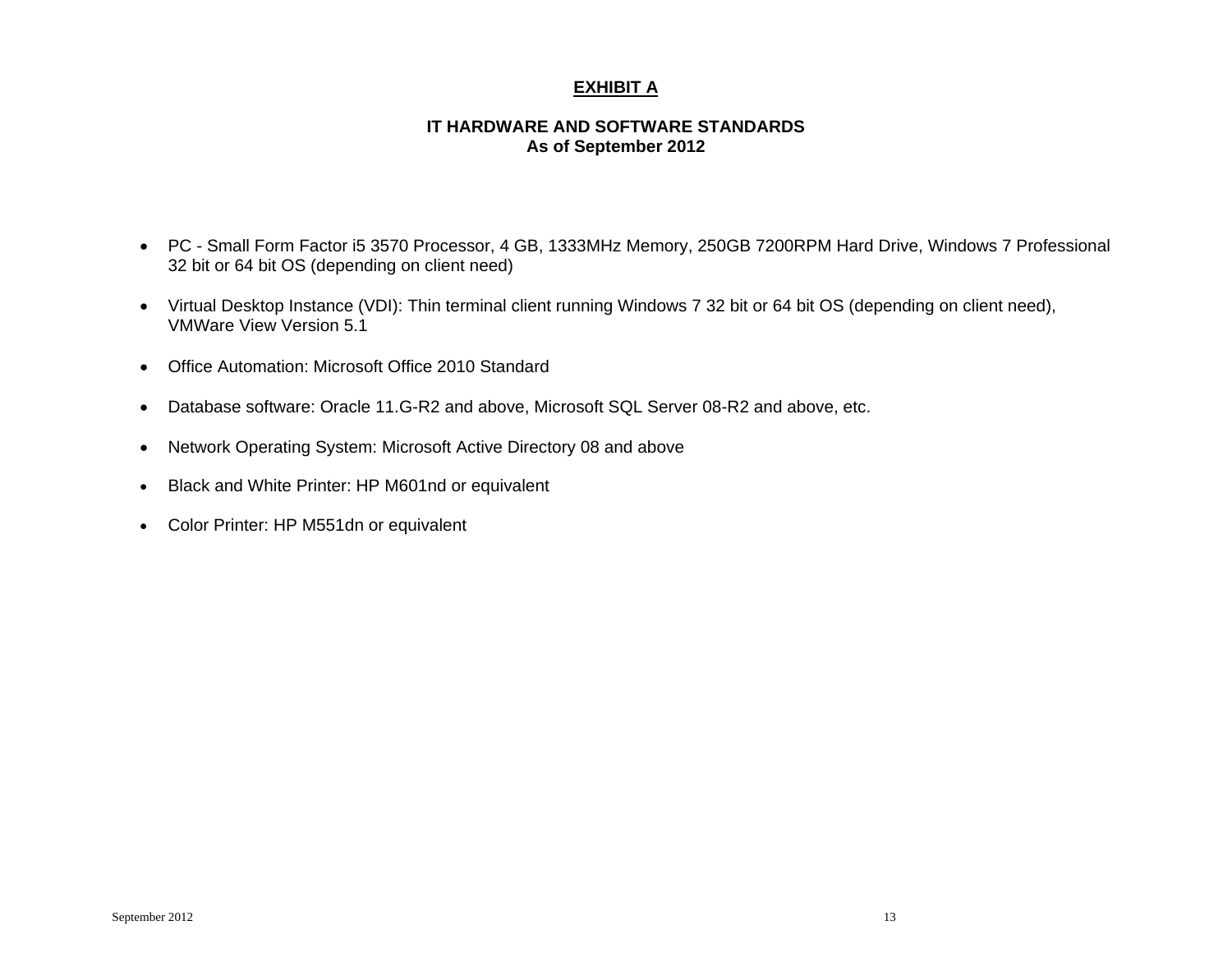# EXHIBIT A

## IT HARDWARE AND SOFTWARE STANDARDS
## As of September 2012

- PC - Small Form Factor i5 3570 Processor, 4 GB, 1333MHz Memory, 250GB 7200RPM Hard Drive, Windows 7 Professional 32 bit or 64 bit OS (depending on client need)

- Virtual Desktop Instance (VDI): Thin terminal client running Windows 7 32 bit or 64 bit OS (depending on client need), VMWare View Version 5.1

- Office Automation: Microsoft Office 2010 Standard

- Database software: Oracle 11.G-R2 and above, Microsoft SQL Server 08-R2 and above, etc.

- Network Operating System: Microsoft Active Directory 08 and above

- Black and White Printer: HP M601nd or equivalent

- Color Printer: HP M551dn or equivalent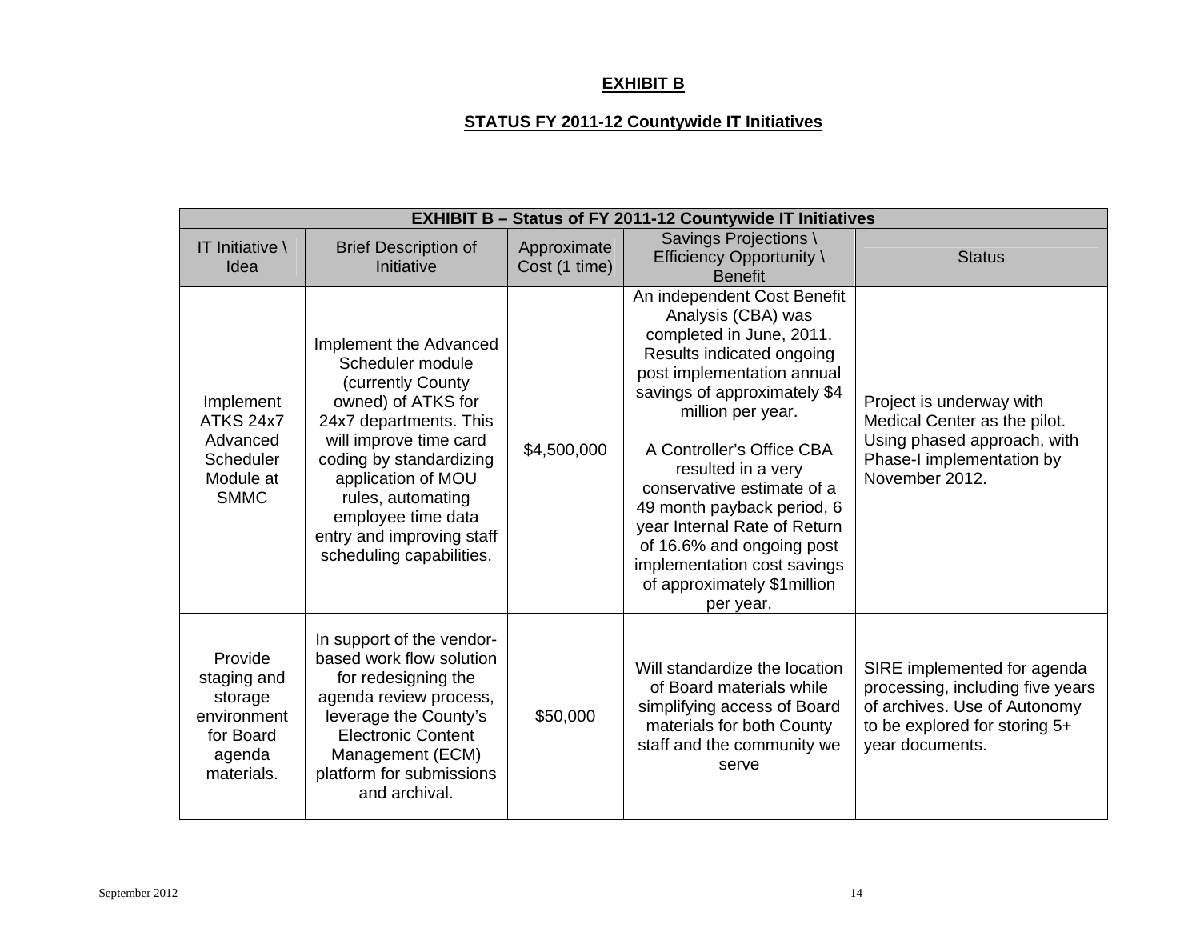**EXHIBIT B**

**STATUS FY 2011-12 Countywide IT Initiatives**

| **EXHIBIT B – Status of FY 2011-12 Countywide IT Initiatives** | | | | |
|---|---|---|---|---|
| IT Initiative \ Idea | Brief Description of Initiative | Approximate Cost (1 time) | Savings Projections \ Efficiency Opportunity \ Benefit | Status |
| Implement ATKS 24x7 Advanced Scheduler Module at SMMC | Implement the Advanced Scheduler module (currently County owned) of ATKS for 24x7 departments. This will improve time card coding by standardizing application of MOU rules, automating employee time data entry and improving staff scheduling capabilities. | $4,500,000 | An independent Cost Benefit Analysis (CBA) was completed in June, 2011. Results indicated ongoing post implementation annual savings of approximately $4 million per year.<br><br>A Controller's Office CBA resulted in a very conservative estimate of a 49 month payback period, 6 year Internal Rate of Return of 16.6% and ongoing post implementation cost savings of approximately $1million per year. | Project is underway with Medical Center as the pilot. Using phased approach, with Phase-I implementation by November 2012. |
| Provide staging and storage environment for Board agenda materials. | In support of the vendor-based work flow solution for redesigning the agenda review process, leverage the County's Electronic Content Management (ECM) platform for submissions and archival. | $50,000 | Will standardize the location of Board materials while simplifying access of Board materials for both County staff and the community we serve | SIRE implemented for agenda processing, including five years of archives. Use of Autonomy to be explored for storing 5+ year documents. |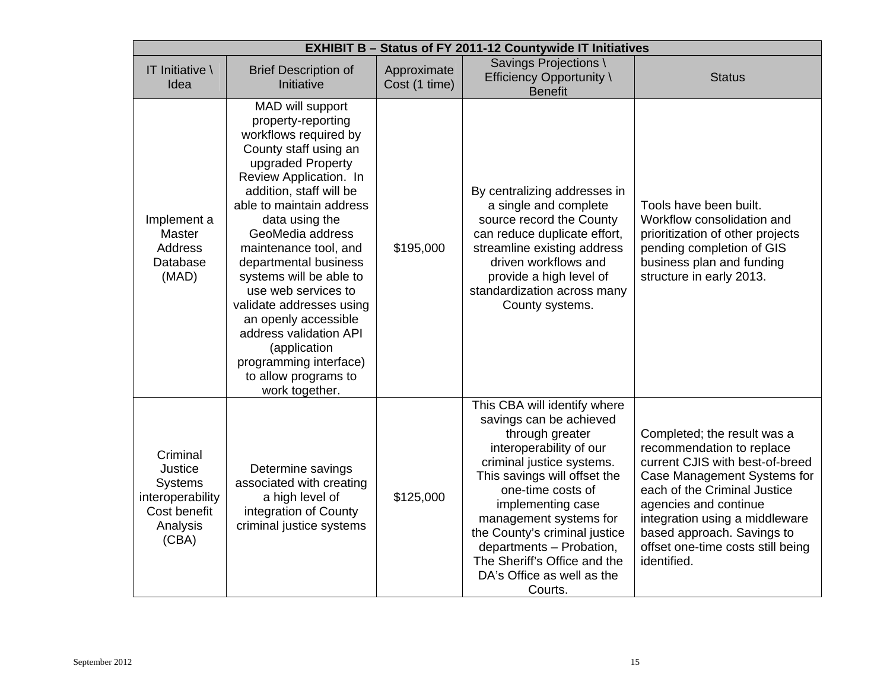| EXHIBIT B – Status of FY 2011-12 Countywide IT Initiatives | | | | |
|---|---|---|---|---|
| IT Initiative \ Idea | Brief Description of Initiative | Approximate Cost (1 time) | Savings Projections \ Efficiency Opportunity \ Benefit | Status |
| Implement a Master Address Database (MAD) | MAD will support property-reporting workflows required by County staff using an upgraded Property Review Application. In addition, staff will be able to maintain address data using the GeoMedia address maintenance tool, and departmental business systems will be able to use web services to validate addresses using an openly accessible address validation API (application programming interface) to allow programs to work together. | $195,000 | By centralizing addresses in a single and complete source record the County can reduce duplicate effort, streamline existing address driven workflows and provide a high level of standardization across many County systems. | Tools have been built. Workflow consolidation and prioritization of other projects pending completion of GIS business plan and funding structure in early 2013. |
| Criminal Justice Systems interoperability Cost benefit Analysis (CBA) | Determine savings associated with creating a high level of integration of County criminal justice systems | $125,000 | This CBA will identify where savings can be achieved through greater interoperability of our criminal justice systems. This savings will offset the one-time costs of implementing case management systems for the County's criminal justice departments – Probation, The Sheriff's Office and the DA's Office as well as the Courts. | Completed; the result was a recommendation to replace current CJIS with best-of-breed Case Management Systems for each of the Criminal Justice agencies and continue integration using a middleware based approach. Savings to offset one-time costs still being identified. |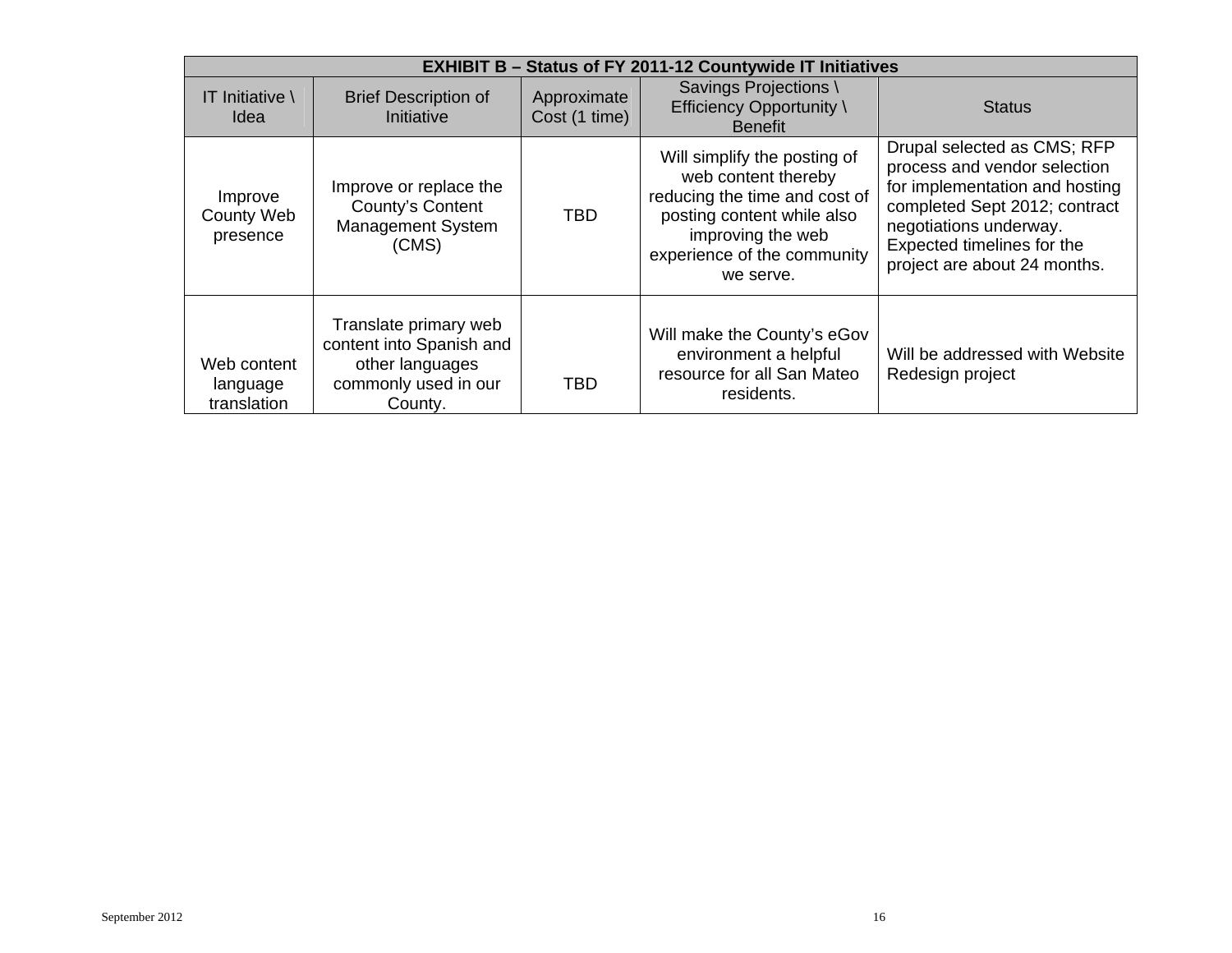| EXHIBIT B – Status of FY 2011-12 Countywide IT Initiatives | | | | |
|---|---|---|---|---|
| IT Initiative \ Idea | Brief Description of Initiative | Approximate Cost (1 time) | Savings Projections \ Efficiency Opportunity \ Benefit | Status |
| Improve County Web presence | Improve or replace the County's Content Management System (CMS) | TBD | Will simplify the posting of web content thereby reducing the time and cost of posting content while also improving the web experience of the community we serve. | Drupal selected as CMS; RFP process and vendor selection for implementation and hosting completed Sept 2012; contract negotiations underway. Expected timelines for the project are about 24 months. |
| Web content language translation | Translate primary web content into Spanish and other languages commonly used in our County. | TBD | Will make the County's eGov environment a helpful resource for all San Mateo residents. | Will be addressed with Website Redesign project |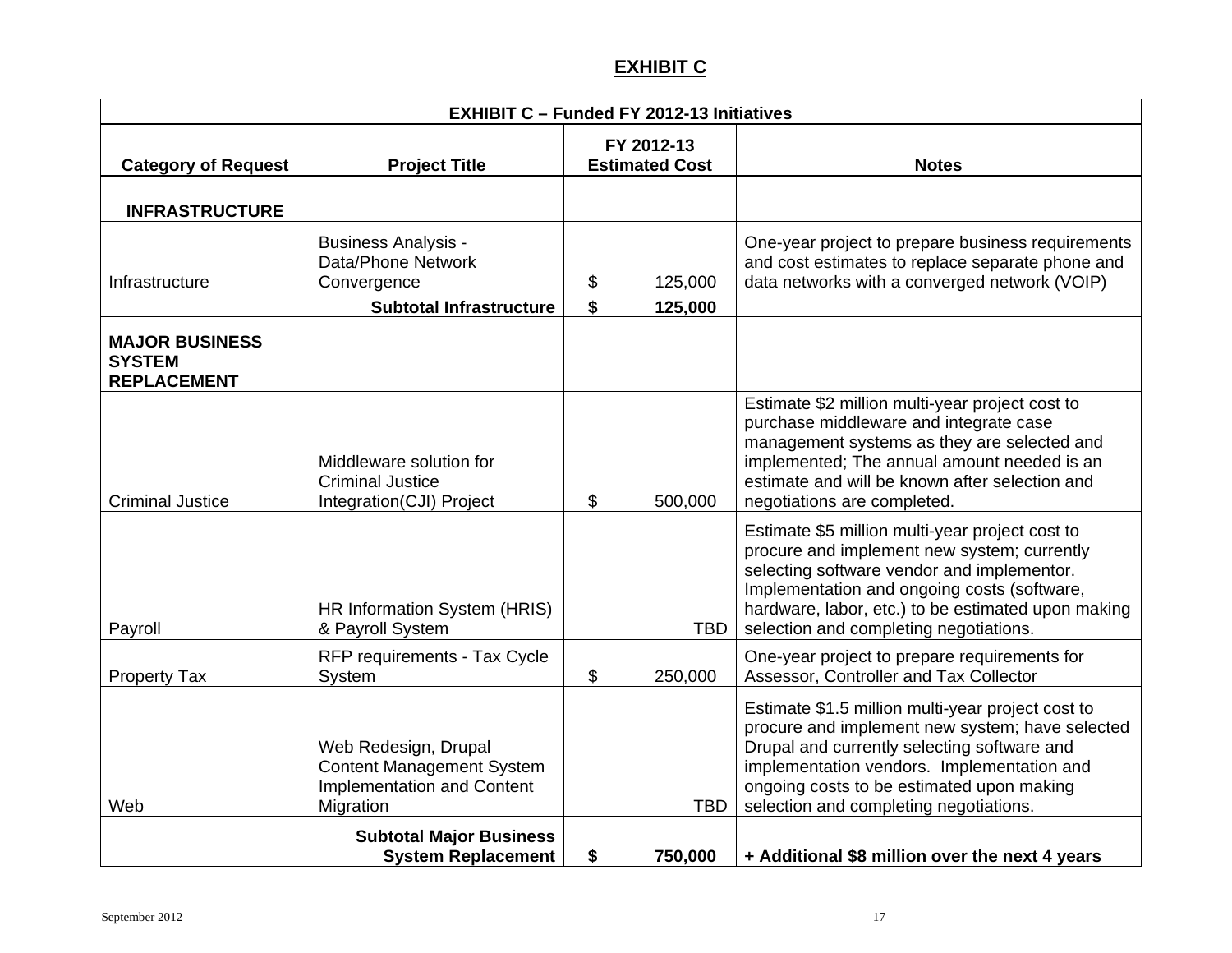## EXHIBIT C

| EXHIBIT C – Funded FY 2012-13 Initiatives | | | |
|---|---|---|---|
| **Category of Request** | **Project Title** | **FY 2012-13 Estimated Cost** | **Notes** |
| **INFRASTRUCTURE** | | | |
| Infrastructure | Business Analysis - Data/Phone Network Convergence | $ 125,000 | One-year project to prepare business requirements and cost estimates to replace separate phone and data networks with a converged network (VOIP) |
| | **Subtotal Infrastructure** | **$ 125,000** | |
| **MAJOR BUSINESS SYSTEM REPLACEMENT** | | | |
| Criminal Justice | Middleware solution for Criminal Justice Integration(CJI) Project | $ 500,000 | Estimate $2 million multi-year project cost to purchase middleware and integrate case management systems as they are selected and implemented; The annual amount needed is an estimate and will be known after selection and negotiations are completed. |
| Payroll | HR Information System (HRIS) & Payroll System | TBD | Estimate $5 million multi-year project cost to procure and implement new system; currently selecting software vendor and implementor. Implementation and ongoing costs (software, hardware, labor, etc.) to be estimated upon making selection and completing negotiations. |
| Property Tax | RFP requirements - Tax Cycle System | $ 250,000 | One-year project to prepare requirements for Assessor, Controller and Tax Collector |
| Web | Web Redesign, Drupal Content Management System Implementation and Content Migration | TBD | Estimate $1.5 million multi-year project cost to procure and implement new system; have selected Drupal and currently selecting software and implementation vendors. Implementation and ongoing costs to be estimated upon making selection and completing negotiations. |
| | **Subtotal Major Business System Replacement** | **$ 750,000** | **+ Additional $8 million over the next 4 years** |

September 2012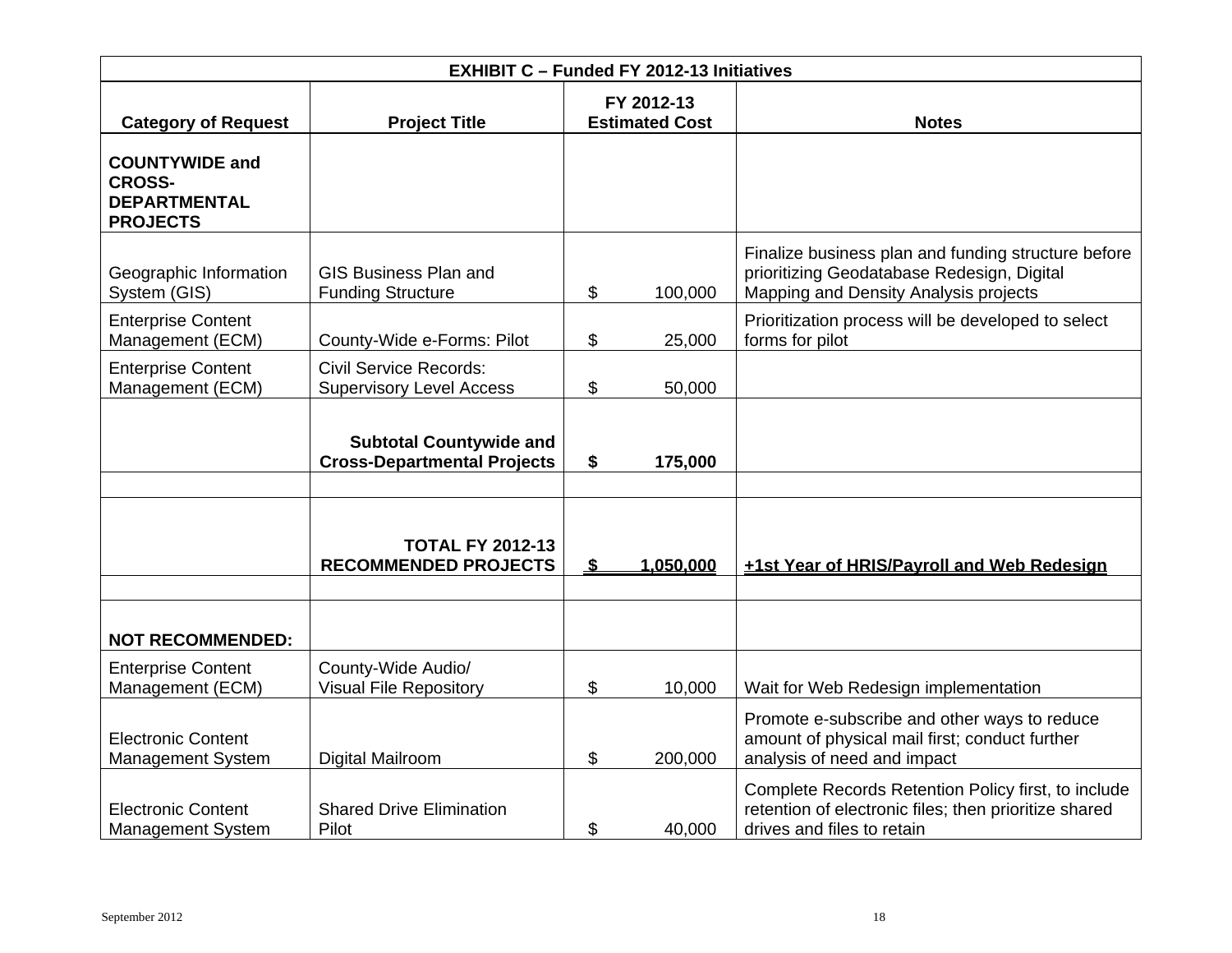| EXHIBIT C – Funded FY 2012-13 Initiatives | | | |
|---|---|---|---|
| **Category of Request** | **Project Title** | **FY 2012-13 Estimated Cost** | **Notes** |
| **COUNTYWIDE and CROSS-DEPARTMENTAL PROJECTS** | | | |
| Geographic Information System (GIS) | GIS Business Plan and Funding Structure | $ 100,000 | Finalize business plan and funding structure before prioritizing Geodatabase Redesign, Digital Mapping and Density Analysis projects |
| Enterprise Content Management (ECM) | County-Wide e-Forms: Pilot | $ 25,000 | Prioritization process will be developed to select forms for pilot |
| Enterprise Content Management (ECM) | Civil Service Records: Supervisory Level Access | $ 50,000 | |
| | **Subtotal Countywide and Cross-Departmental Projects** | **$ 175,000** | |
| | | | |
| | **TOTAL FY 2012-13 RECOMMENDED PROJECTS** | **$ 1,050,000** | **+1st Year of HRIS/Payroll and Web Redesign** |
| | | | |
| **NOT RECOMMENDED:** | | | |
| Enterprise Content Management (ECM) | County-Wide Audio/ Visual File Repository | $ 10,000 | Wait for Web Redesign implementation |
| Electronic Content Management System | Digital Mailroom | $ 200,000 | Promote e-subscribe and other ways to reduce amount of physical mail first; conduct further analysis of need and impact |
| Electronic Content Management System | Shared Drive Elimination Pilot | $ 40,000 | Complete Records Retention Policy first, to include retention of electronic files; then prioritize shared drives and files to retain |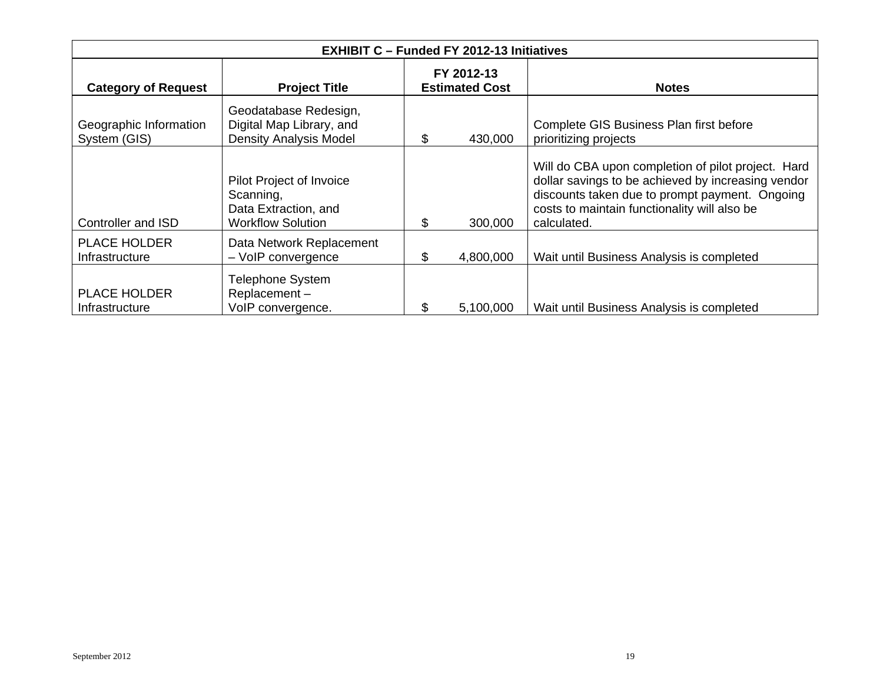| EXHIBIT C – Funded FY 2012-13 Initiatives | | | |
|---|---|---|---|
| **Category of Request** | **Project Title** | **FY 2012-13 Estimated Cost** | **Notes** |
| Geographic Information System (GIS) | Geodatabase Redesign, Digital Map Library, and Density Analysis Model | $ 430,000 | Complete GIS Business Plan first before prioritizing projects |
| Controller and ISD | Pilot Project of Invoice Scanning, Data Extraction, and Workflow Solution | $ 300,000 | Will do CBA upon completion of pilot project. Hard dollar savings to be achieved by increasing vendor discounts taken due to prompt payment. Ongoing costs to maintain functionality will also be calculated. |
| PLACE HOLDER Infrastructure | Data Network Replacement – VoIP convergence | $ 4,800,000 | Wait until Business Analysis is completed |
| PLACE HOLDER Infrastructure | Telephone System Replacement – VoIP convergence. | $ 5,100,000 | Wait until Business Analysis is completed |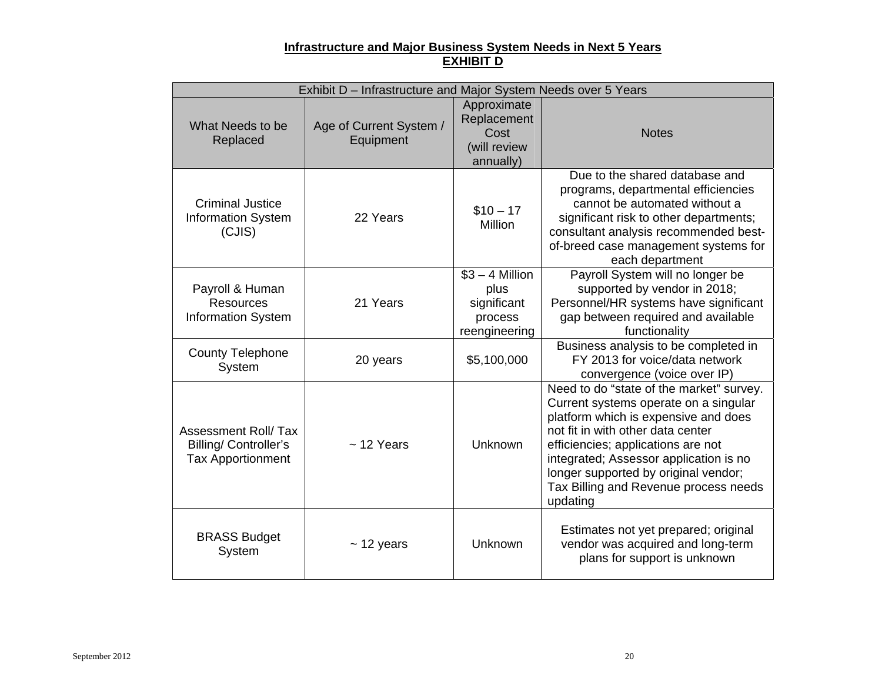**Infrastructure and Major Business System Needs in Next 5 Years**

**EXHIBIT D**

| Exhibit D – Infrastructure and Major System Needs over 5 Years | | | |
|---|---|---|---|
| What Needs to be Replaced | Age of Current System / Equipment | Approximate Replacement Cost (will review annually) | Notes |
| Criminal Justice Information System (CJIS) | 22 Years | $10 – 17 Million | Due to the shared database and programs, departmental efficiencies cannot be automated without a significant risk to other departments; consultant analysis recommended best-of-breed case management systems for each department |
| Payroll & Human Resources Information System | 21 Years | $3 – 4 Million plus significant process reengineering | Payroll System will no longer be supported by vendor in 2018; Personnel/HR systems have significant gap between required and available functionality |
| County Telephone System | 20 years | $5,100,000 | Business analysis to be completed in FY 2013 for voice/data network convergence (voice over IP) |
| Assessment Roll/ Tax Billing/ Controller's Tax Apportionment | ~ 12 Years | Unknown | Need to do "state of the market" survey. Current systems operate on a singular platform which is expensive and does not fit in with other data center efficiencies; applications are not integrated; Assessor application is no longer supported by original vendor; Tax Billing and Revenue process needs updating |
| BRASS Budget System | ~ 12 years | Unknown | Estimates not yet prepared; original vendor was acquired and long-term plans for support is unknown |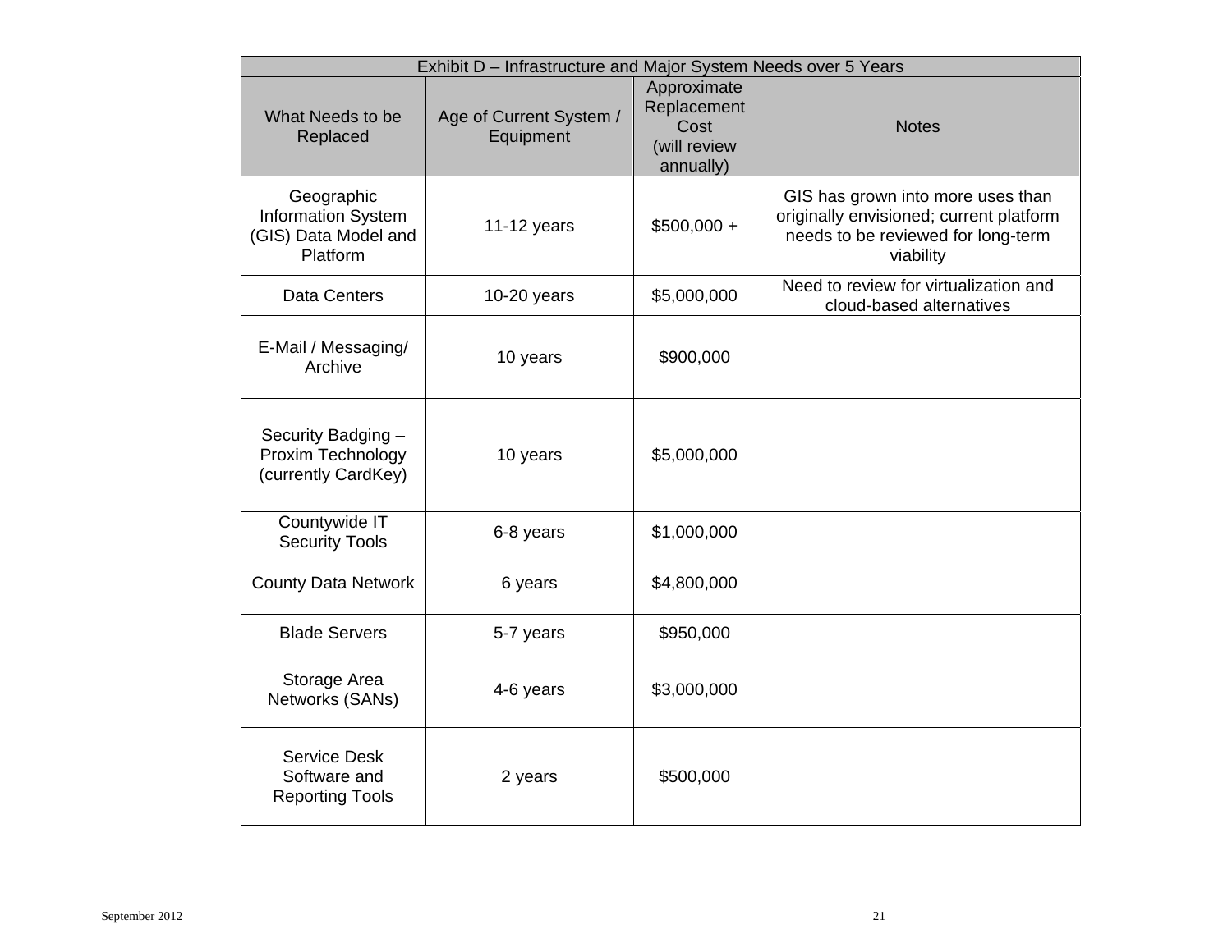| Exhibit D – Infrastructure and Major System Needs over 5 Years | | | |
|---|---|---|---|
| What Needs to be Replaced | Age of Current System / Equipment | Approximate Replacement Cost (will review annually) | Notes |
| Geographic Information System (GIS) Data Model and Platform | 11-12 years | $500,000 + | GIS has grown into more uses than originally envisioned; current platform needs to be reviewed for long-term viability |
| Data Centers | 10-20 years | $5,000,000 | Need to review for virtualization and cloud-based alternatives |
| E-Mail / Messaging/ Archive | 10 years | $900,000 | |
| Security Badging – Proxim Technology (currently CardKey) | 10 years | $5,000,000 | |
| Countywide IT Security Tools | 6-8 years | $1,000,000 | |
| County Data Network | 6 years | $4,800,000 | |
| Blade Servers | 5-7 years | $950,000 | |
| Storage Area Networks (SANs) | 4-6 years | $3,000,000 | |
| Service Desk Software and Reporting Tools | 2 years | $500,000 | |